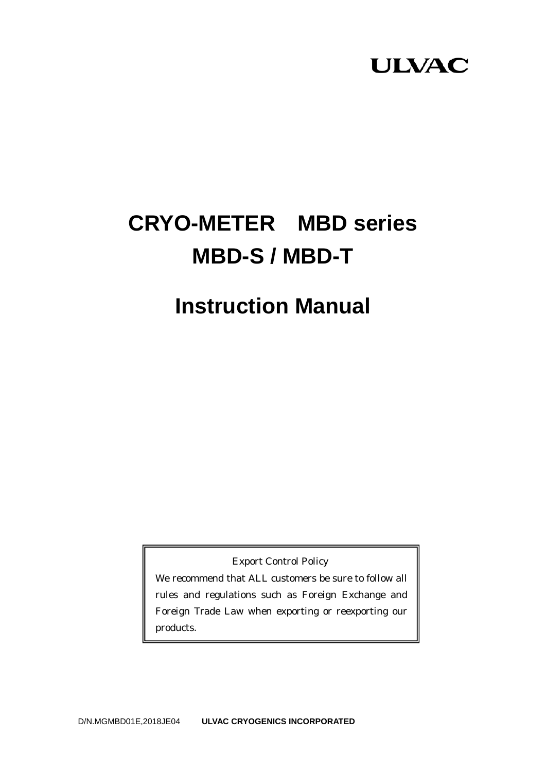ULVAC

# CRYO-METER　MBD series
# MBD-S / MBD-T

# Instruction Manual

Export Control Policy

We recommend that ALL customers be sure to follow all rules and regulations such as Foreign Exchange and Foreign Trade Law when exporting or reexporting our products.

D/N.MGMBD01E,2018JE04　**ULVAC CRYOGENICS INCORPORATED**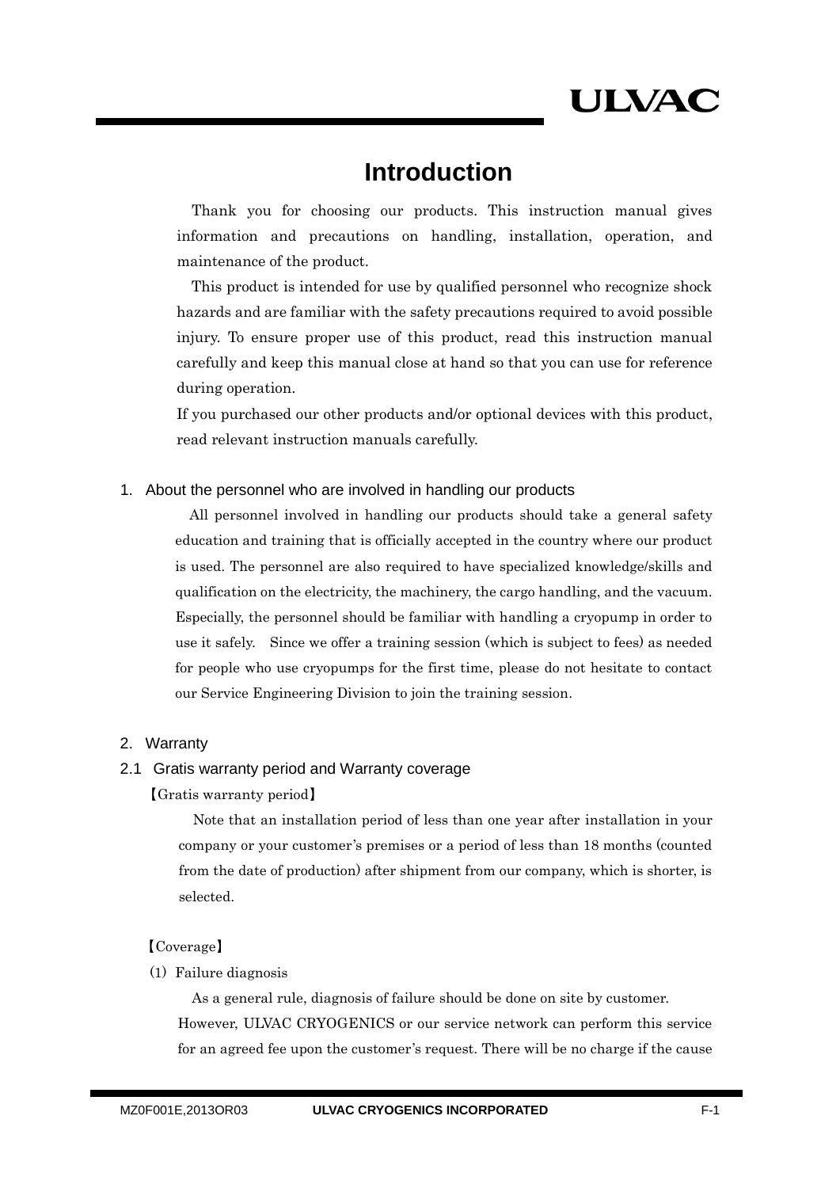# Introduction

Thank you for choosing our products. This instruction manual gives information and precautions on handling, installation, operation, and maintenance of the product.

This product is intended for use by qualified personnel who recognize shock hazards and are familiar with the safety precautions required to avoid possible injury. To ensure proper use of this product, read this instruction manual carefully and keep this manual close at hand so that you can use for reference during operation.

If you purchased our other products and/or optional devices with this product, read relevant instruction manuals carefully.

## 1. About the personnel who are involved in handling our products

All personnel involved in handling our products should take a general safety education and training that is officially accepted in the country where our product is used. The personnel are also required to have specialized knowledge/skills and qualification on the electricity, the machinery, the cargo handling, and the vacuum. Especially, the personnel should be familiar with handling a cryopump in order to use it safely. Since we offer a training session (which is subject to fees) as needed for people who use cryopumps for the first time, please do not hesitate to contact our Service Engineering Division to join the training session.

## 2. Warranty

### 2.1 Gratis warranty period and Warranty coverage

【Gratis warranty period】

Note that an installation period of less than one year after installation in your company or your customer's premises or a period of less than 18 months (counted from the date of production) after shipment from our company, which is shorter, is selected.

【Coverage】

(1) Failure diagnosis

As a general rule, diagnosis of failure should be done on site by customer. However, ULVAC CRYOGENICS or our service network can perform this service for an agreed fee upon the customer's request. There will be no charge if the cause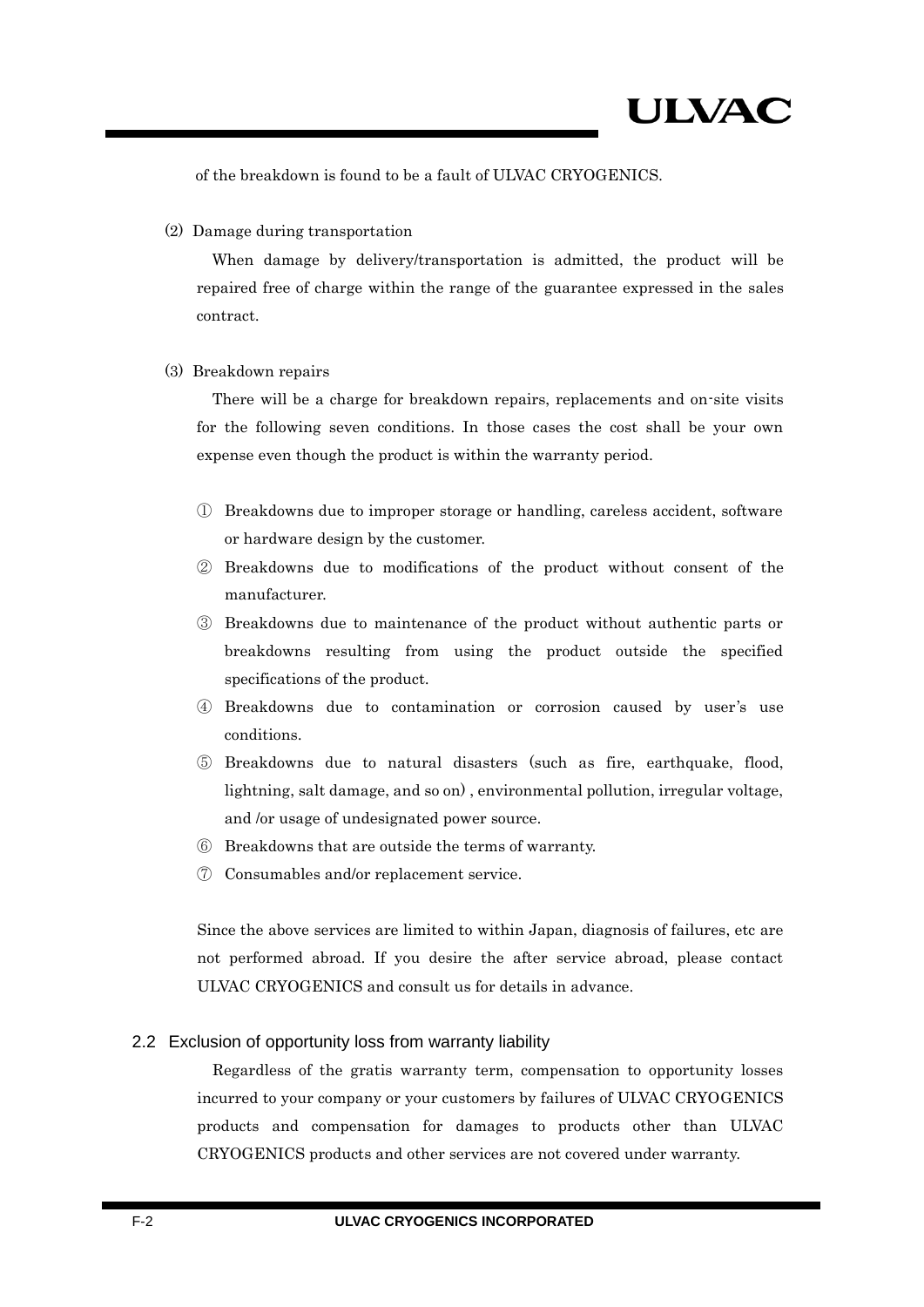of the breakdown is found to be a fault of ULVAC CRYOGENICS.

⑵ Damage during transportation

When damage by delivery/transportation is admitted, the product will be repaired free of charge within the range of the guarantee expressed in the sales contract.

⑶ Breakdown repairs

There will be a charge for breakdown repairs, replacements and on-site visits for the following seven conditions. In those cases the cost shall be your own expense even though the product is within the warranty period.

① Breakdowns due to improper storage or handling, careless accident, software or hardware design by the customer.

② Breakdowns due to modifications of the product without consent of the manufacturer.

③ Breakdowns due to maintenance of the product without authentic parts or breakdowns resulting from using the product outside the specified specifications of the product.

④ Breakdowns due to contamination or corrosion caused by user's use conditions.

⑤ Breakdowns due to natural disasters (such as fire, earthquake, flood, lightning, salt damage, and so on) , environmental pollution, irregular voltage, and /or usage of undesignated power source.

⑥ Breakdowns that are outside the terms of warranty.

⑦ Consumables and/or replacement service.

Since the above services are limited to within Japan, diagnosis of failures, etc are not performed abroad. If you desire the after service abroad, please contact ULVAC CRYOGENICS and consult us for details in advance.

## 2.2 Exclusion of opportunity loss from warranty liability

Regardless of the gratis warranty term, compensation to opportunity losses incurred to your company or your customers by failures of ULVAC CRYOGENICS products and compensation for damages to products other than ULVAC CRYOGENICS products and other services are not covered under warranty.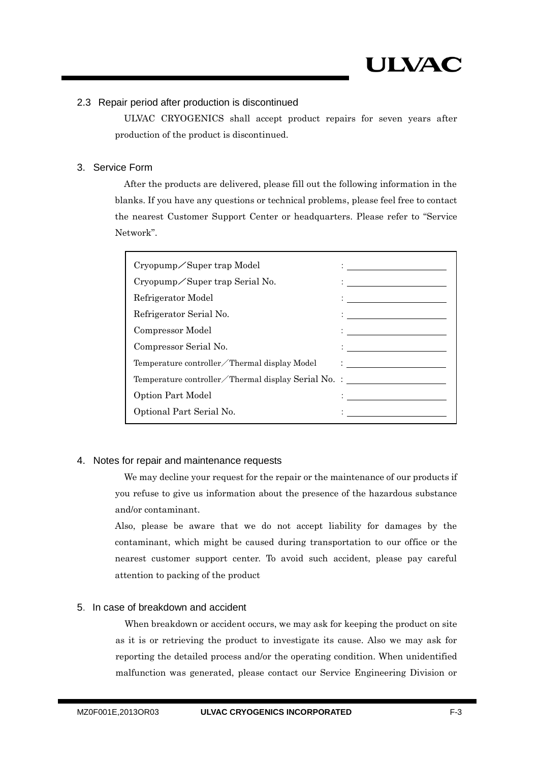### 2.3 Repair period after production is discontinued

ULVAC CRYOGENICS shall accept product repairs for seven years after production of the product is discontinued.

## 3. Service Form

After the products are delivered, please fill out the following information in the blanks. If you have any questions or technical problems, please feel free to contact the nearest Customer Support Center or headquarters. Please refer to "Service Network".

| | |
|---|---|
| Cryopump／Super trap Model | : ____________________ |
| Cryopump／Super trap Serial No. | : ____________________ |
| Refrigerator Model | : ____________________ |
| Refrigerator Serial No. | : ____________________ |
| Compressor Model | : ____________________ |
| Compressor Serial No. | : ____________________ |
| Temperature controller／Thermal display Model | : ____________________ |
| Temperature controller／Thermal display Serial No. | : ____________________ |
| Option Part Model | : ____________________ |
| Optional Part Serial No. | : ____________________ |

## 4. Notes for repair and maintenance requests

We may decline your request for the repair or the maintenance of our products if you refuse to give us information about the presence of the hazardous substance and/or contaminant.

Also, please be aware that we do not accept liability for damages by the contaminant, which might be caused during transportation to our office or the nearest customer support center. To avoid such accident, please pay careful attention to packing of the product

## 5. In case of breakdown and accident

When breakdown or accident occurs, we may ask for keeping the product on site as it is or retrieving the product to investigate its cause. Also we may ask for reporting the detailed process and/or the operating condition. When unidentified malfunction was generated, please contact our Service Engineering Division or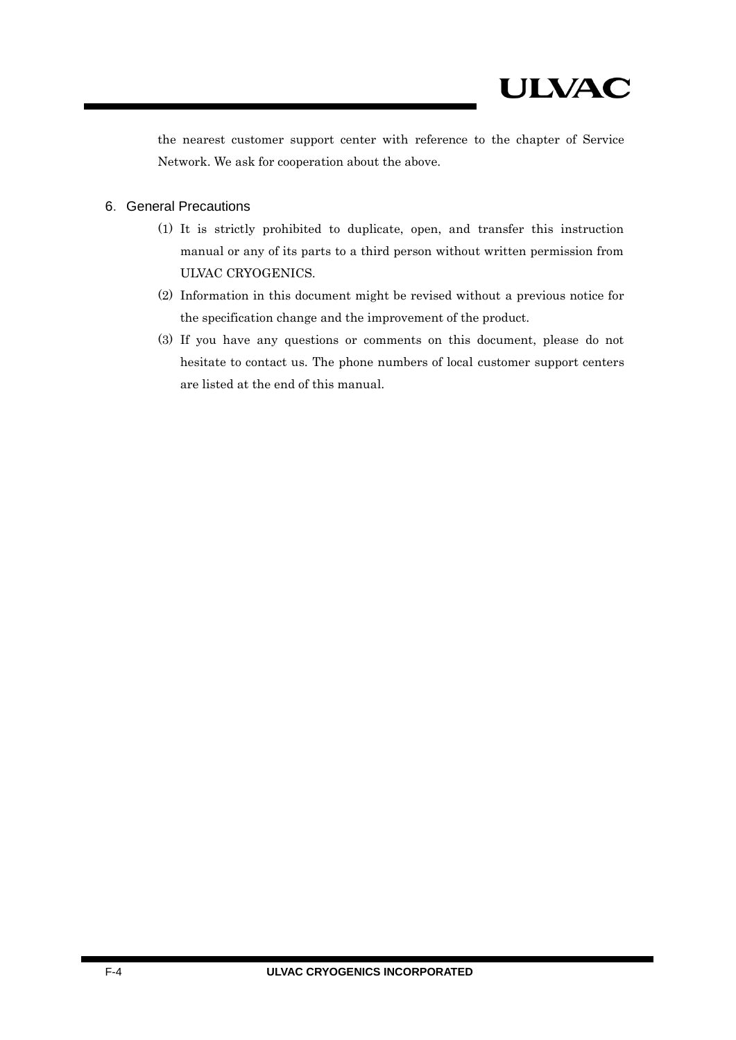the nearest customer support center with reference to the chapter of Service Network. We ask for cooperation about the above.

## 6. General Precautions

(1) It is strictly prohibited to duplicate, open, and transfer this instruction manual or any of its parts to a third person without written permission from ULVAC CRYOGENICS.

(2) Information in this document might be revised without a previous notice for the specification change and the improvement of the product.

(3) If you have any questions or comments on this document, please do not hesitate to contact us. The phone numbers of local customer support centers are listed at the end of this manual.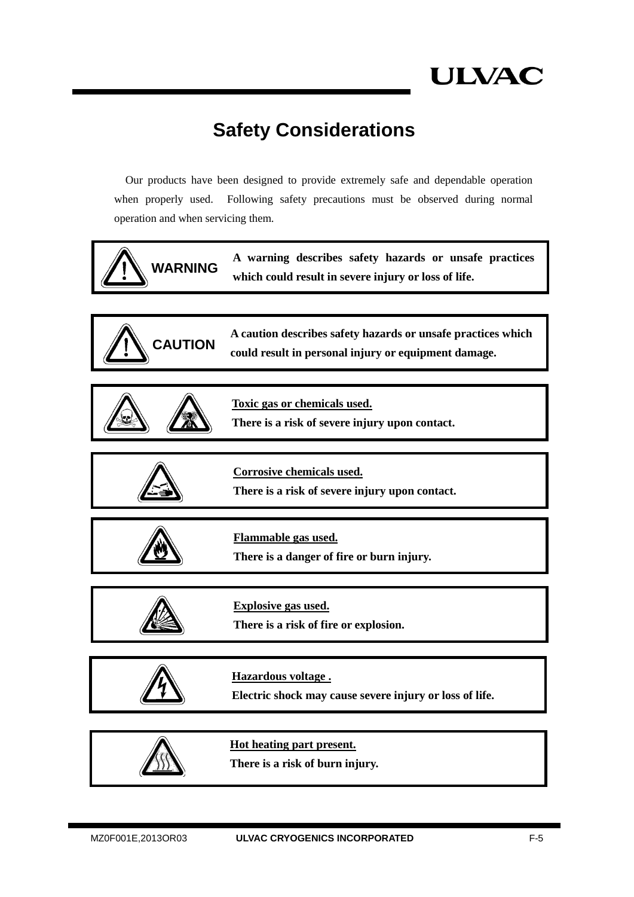# Safety Considerations

Our products have been designed to provide extremely safe and dependable operation when properly used. Following safety precautions must be observed during normal operation and when servicing them.

| | |
|---|---|
| **WARNING** | **A warning describes safety hazards or unsafe practices which could result in severe injury or loss of life.** |

| | |
|---|---|
| **CAUTION** | **A caution describes safety hazards or unsafe practices which could result in personal injury or equipment damage.** |

**Toxic gas or chemicals used.**
**There is a risk of severe injury upon contact.**

**Corrosive chemicals used.**
**There is a risk of severe injury upon contact.**

**Flammable gas used.**
**There is a danger of fire or burn injury.**

**Explosive gas used.**
**There is a risk of fire or explosion.**

**Hazardous voltage .**
**Electric shock may cause severe injury or loss of life.**

**Hot heating part present.**
**There is a risk of burn injury.**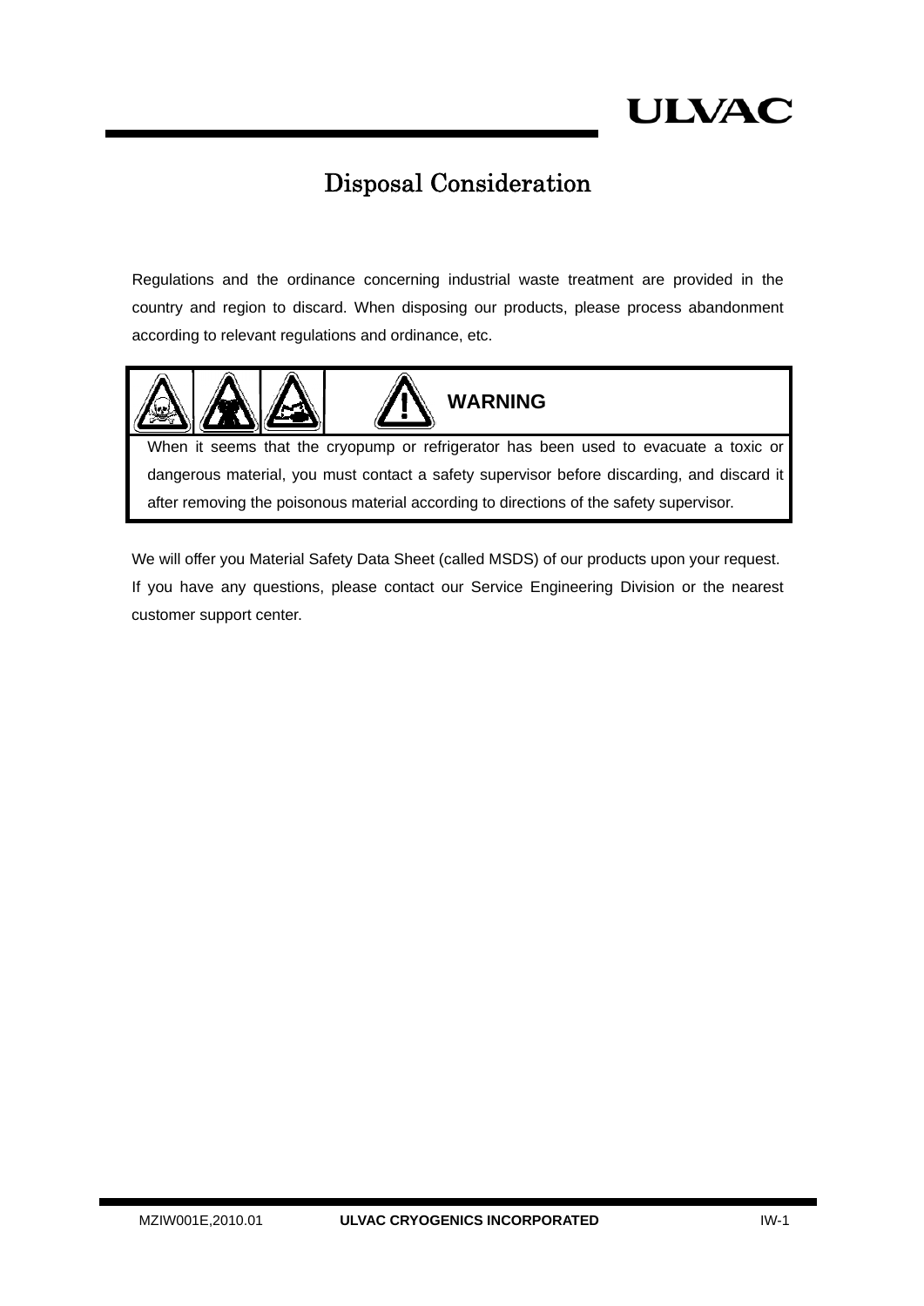# Disposal Consideration

Regulations and the ordinance concerning industrial waste treatment are provided in the country and region to discard. When disposing our products, please process abandonment according to relevant regulations and ordinance, etc.

| WARNING |
| --- |
| When it seems that the cryopump or refrigerator has been used to evacuate a toxic or dangerous material, you must contact a safety supervisor before discarding, and discard it after removing the poisonous material according to directions of the safety supervisor. |

We will offer you Material Safety Data Sheet (called MSDS) of our products upon your request.
If you have any questions, please contact our Service Engineering Division or the nearest customer support center.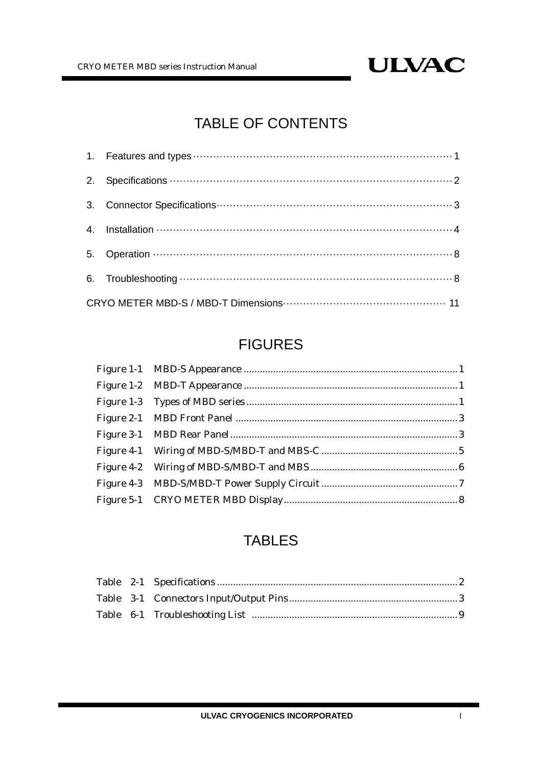# TABLE OF CONTENTS

1. Features and types ............................................................................ 1
2. Specifications ..................................................................................... 2
3. Connector Specifications ....................................................................... 3
4. Installation .......................................................................................... 4
5. Operation ........................................................................................... 8
6. Troubleshooting ................................................................................... 8

CRYO METER MBD-S / MBD-T Dimensions ................................................ 11

# FIGURES

Figure 1-1 MBD-S Appearance .................................................................. 1
Figure 1-2 MBD-T Appearance .................................................................. 1
Figure 1-3 Types of MBD series ................................................................. 1
Figure 2-1 MBD Front Panel ..................................................................... 3
Figure 3-1 MBD Rear Panel ....................................................................... 3
Figure 4-1 Wiring of MBD-S/MBD-T and MBS-C ........................................... 5
Figure 4-2 Wiring of MBD-S/MBD-T and MBS ............................................... 6
Figure 4-3 MBD-S/MBD-T Power Supply Circuit ............................................ 7
Figure 5-1 CRYO METER MBD Display ......................................................... 8

# TABLES

Table 2-1 Specifications ............................................................................ 2
Table 3-1 Connectors Input/Output Pins ...................................................... 3
Table 6-1 Troubleshooting List .................................................................. 9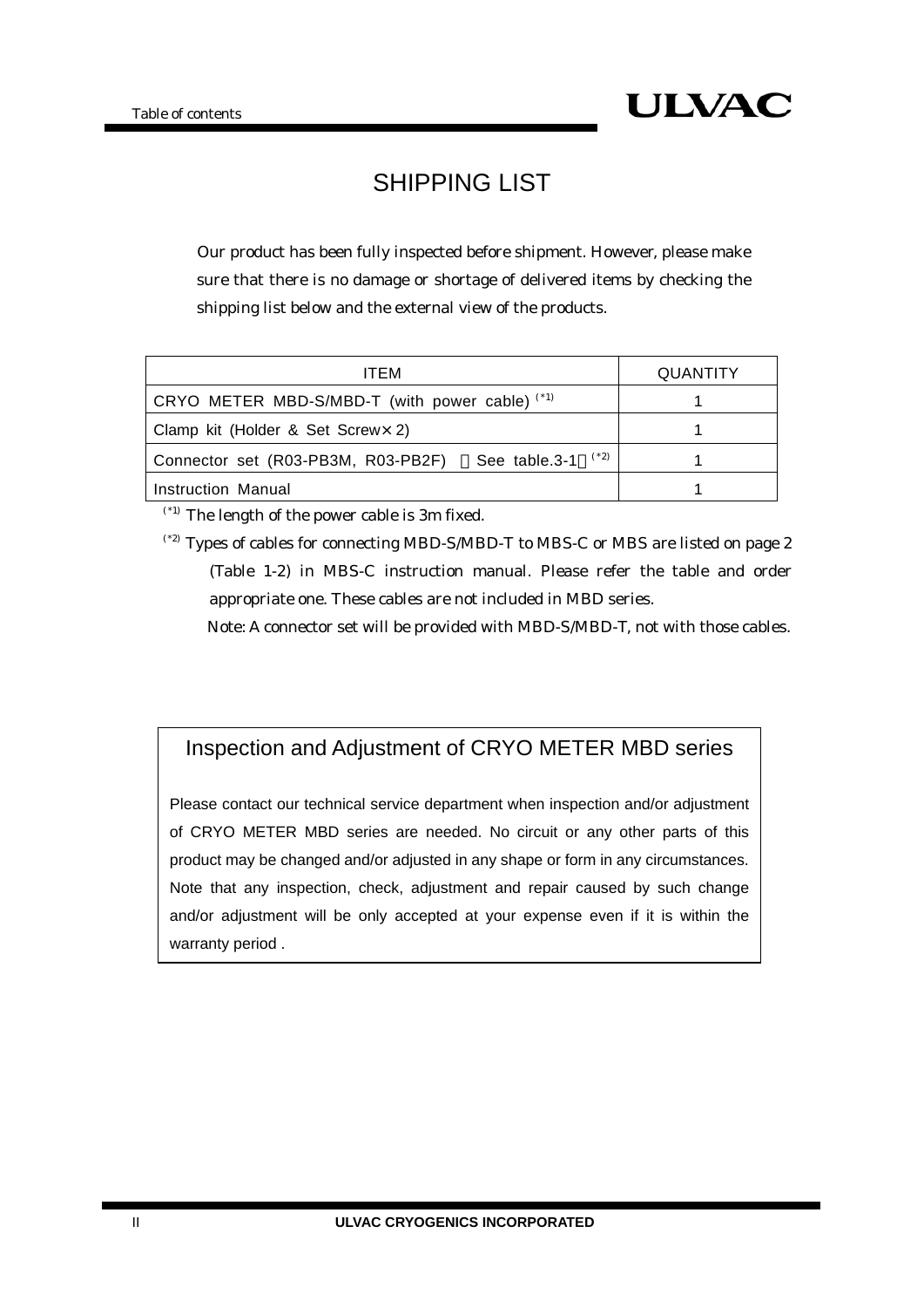# SHIPPING LIST

Our product has been fully inspected before shipment. However, please make sure that there is no damage or shortage of delivered items by checking the shipping list below and the external view of the products.

| ITEM | QUANTITY |
| --- | --- |
| CRYO METER MBD-S/MBD-T (with power cable) (*1) | 1 |
| Clamp kit (Holder & Set Screw×2) | 1 |
| Connector set (R03-PB3M, R03-PB2F) （See table.3-1）(*2) | 1 |
| Instruction Manual | 1 |

(*1) The length of the power cable is 3m fixed.

(*2) Types of cables for connecting MBD-S/MBD-T to MBS-C or MBS are listed on page 2 (Table 1-2) in MBS-C instruction manual. Please refer the table and order appropriate one. These cables are not included in MBD series.

Note: A connector set will be provided with MBD-S/MBD-T, not with those cables.

## Inspection and Adjustment of CRYO METER MBD series

Please contact our technical service department when inspection and/or adjustment of CRYO METER MBD series are needed. No circuit or any other parts of this product may be changed and/or adjusted in any shape or form in any circumstances. Note that any inspection, check, adjustment and repair caused by such change and/or adjustment will be only accepted at your expense even if it is within the warranty period .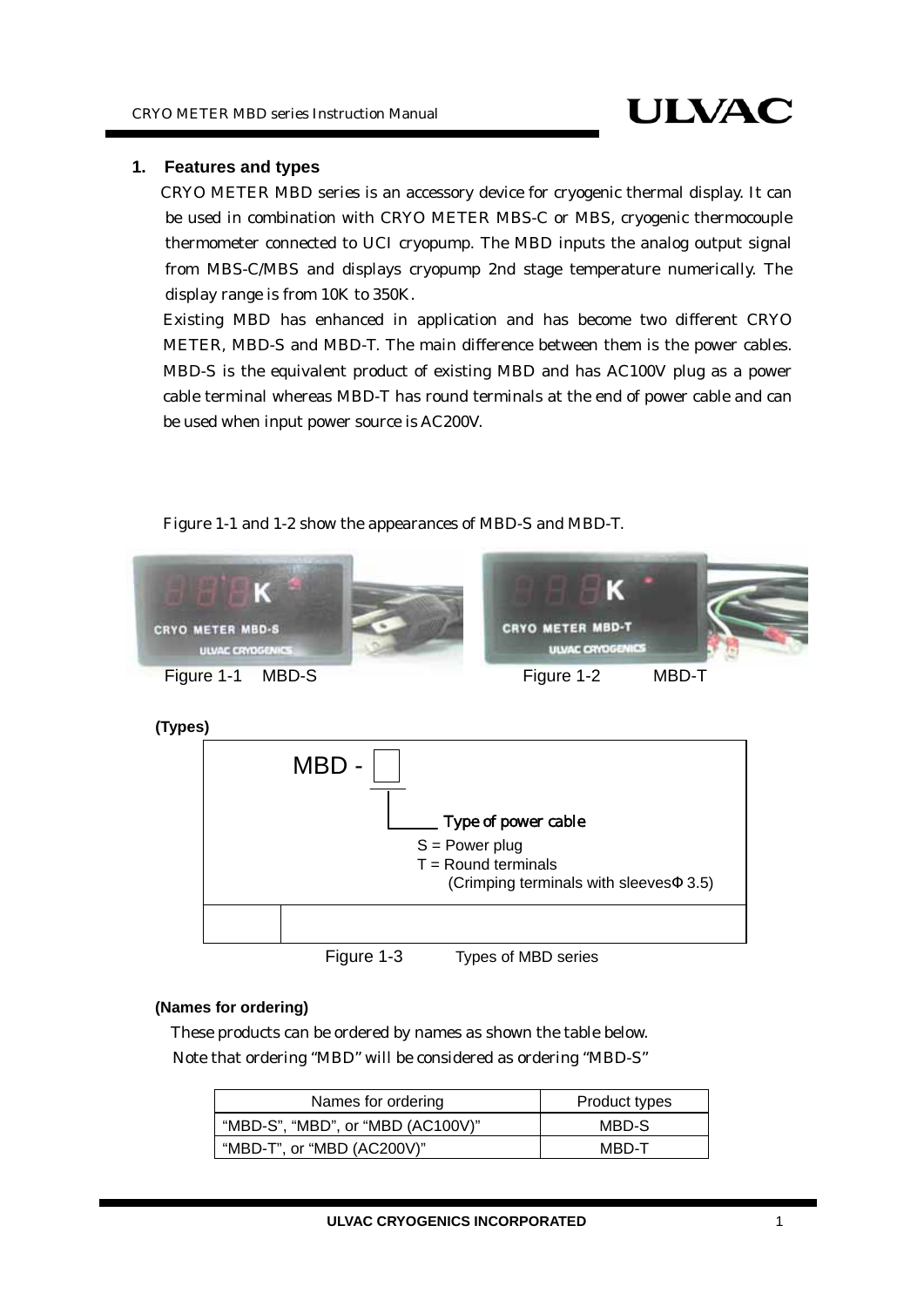## 1. Features and types

CRYO METER MBD series is an accessory device for cryogenic thermal display. It can be used in combination with CRYO METER MBS-C or MBS, cryogenic thermocouple thermometer connected to UCI cryopump. The MBD inputs the analog output signal from MBS-C/MBS and displays cryopump 2nd stage temperature numerically. The display range is from 10K to 350K.

Existing MBD has enhanced in application and has become two different CRYO METER, MBD-S and MBD-T. The main difference between them is the power cables. MBD-S is the equivalent product of existing MBD and has AC100V plug as a power cable terminal whereas MBD-T has round terminals at the end of power cable and can be used when input power source is AC200V.

Figure 1-1 and 1-2 show the appearances of MBD-S and MBD-T.

Figure 1-1 MBD-S

Figure 1-2 MBD-T

**(Types)**

MBD - □

Type of power cable

S = Power plug
T = Round terminals
(Crimping terminals with sleeves Φ 3.5)

Figure 1-3 Types of MBD series

**(Names for ordering)**

These products can be ordered by names as shown the table below.
Note that ordering "MBD" will be considered as ordering "MBD-S"

| Names for ordering | Product types |
|---|---|
| "MBD-S", "MBD", or "MBD (AC100V)" | MBD-S |
| "MBD-T", or "MBD (AC200V)" | MBD-T |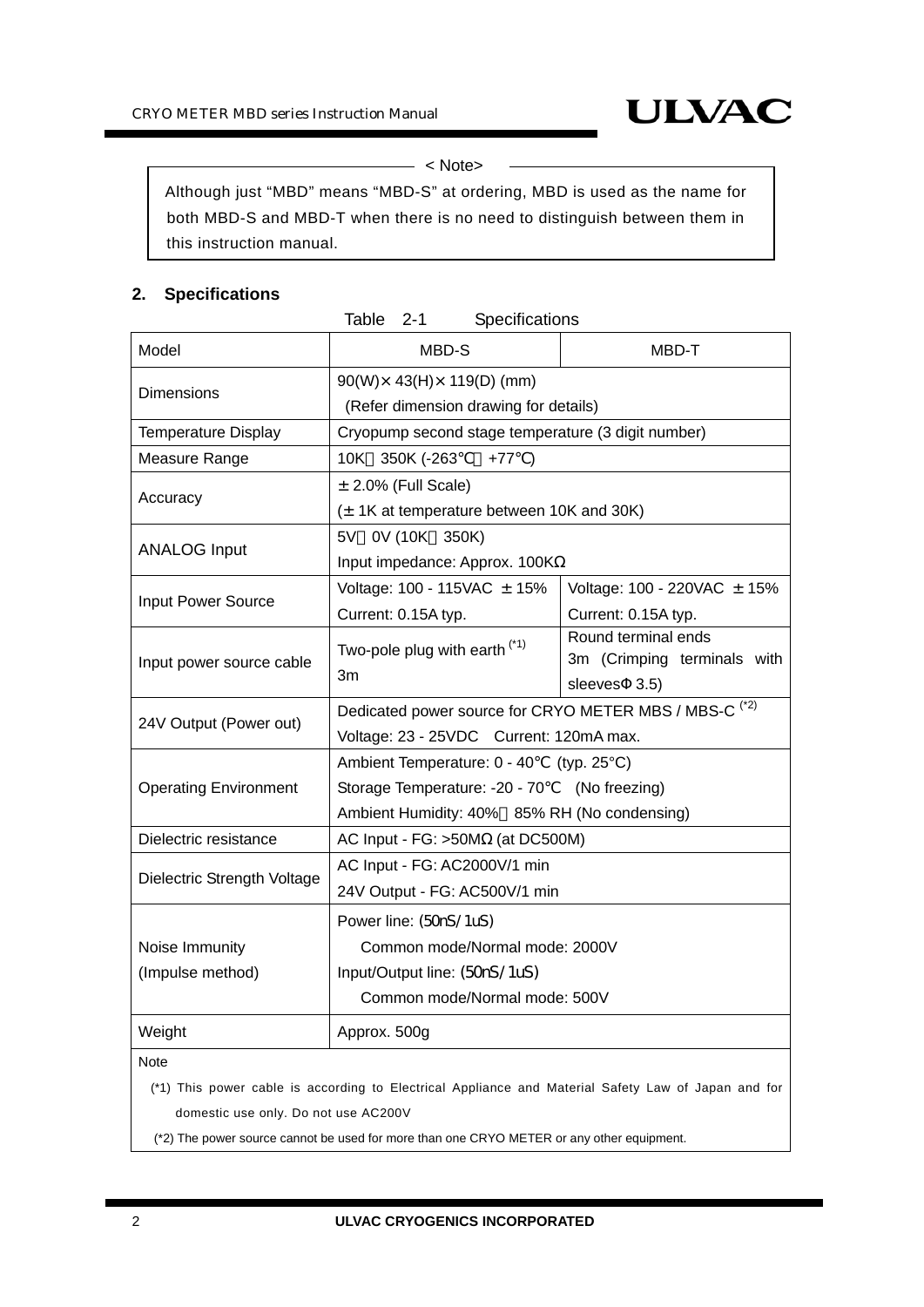< Note>

Although just "MBD" means "MBD-S" at ordering, MBD is used as the name for both MBD-S and MBD-T when there is no need to distinguish between them in this instruction manual.

## 2. Specifications

Table 2-1 Specifications

| Model | MBD-S | MBD-T |
|---|---|---|
| Dimensions | 90(W)× 43(H)× 119(D) (mm)<br>(Refer dimension drawing for details) | |
| Temperature Display | Cryopump second stage temperature (3 digit number) | |
| Measure Range | 10K～350K (-263℃～+77℃) | |
| Accuracy | ± 2.0% (Full Scale)<br>(± 1K at temperature between 10K and 30K) | |
| ANALOG Input | 5V～0V (10K～350K)<br>Input impedance: Approx. 100KΩ | |
| Input Power Source | Voltage: 100 - 115VAC ± 15%<br>Current: 0.15A typ. | Voltage: 100 - 220VAC ± 15%<br>Current: 0.15A typ. |
| Input power source cable | Two-pole plug with earth (*1)<br>3m | Round terminal ends<br>3m (Crimping terminals with sleevesΦ 3.5) |
| 24V Output (Power out) | Dedicated power source for CRYO METER MBS / MBS-C (*2)<br>Voltage: 23 - 25VDC Current: 120mA max. | |
| Operating Environment | Ambient Temperature: 0 - 40℃ (typ. 25°C)<br>Storage Temperature: -20 - 70℃ (No freezing)<br>Ambient Humidity: 40%～85% RH (No condensing) | |
| Dielectric resistance | AC Input - FG: >50MΩ (at DC500M) | |
| Dielectric Strength Voltage | AC Input - FG: AC2000V/1 min<br>24V Output - FG: AC500V/1 min | |
| Noise Immunity<br>(Impulse method) | Power line: (50nS/1uS)<br>Common mode/Normal mode: 2000V<br>Input/Output line: (50nS/1uS)<br>Common mode/Normal mode: 500V | |
| Weight | Approx. 500g | |

Note

(*1) This power cable is according to Electrical Appliance and Material Safety Law of Japan and for domestic use only. Do not use AC200V

(*2) The power source cannot be used for more than one CRYO METER or any other equipment.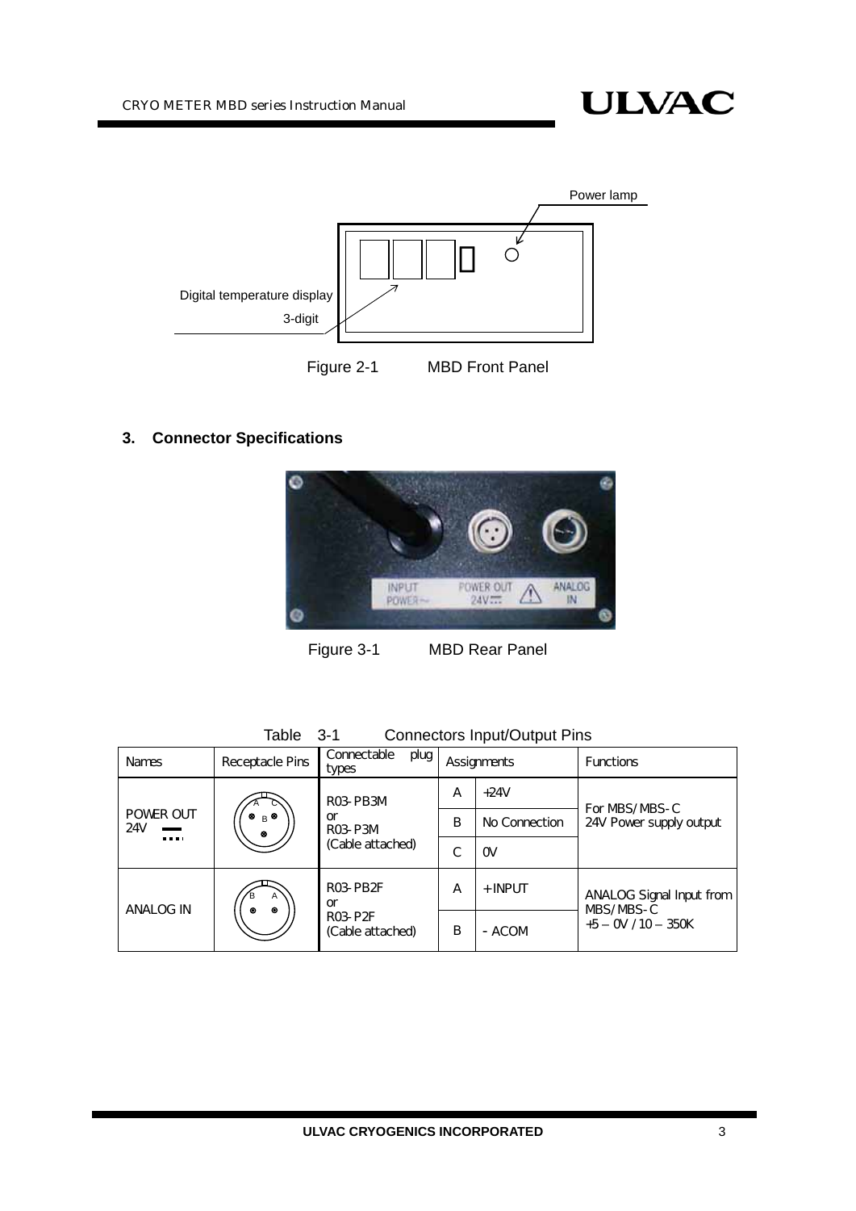Power lamp

Digital temperature display
3-digit

Figure 2-1 MBD Front Panel

## 3. Connector Specifications

Figure 3-1 MBD Rear Panel

Table 3-1 Connectors Input/Output Pins

| Names | Receptacle Pins | Connectable plug types | Assignments | | Functions |
|---|---|---|---|---|---|
| POWER OUT 24V | | R03-PB3M or R03-P3M (Cable attached) | A | +24V | For MBS/MBS-C 24V Power supply output |
| | | | B | No Connection | |
| | | | C | 0V | |
| ANALOG IN | | R03-PB2F or R03-P2F (Cable attached) | A | + INPUT | ANALOG Signal Input from MBS/MBS-C +5 – 0V / 10 – 350K |
| | | | B | - ACOM | |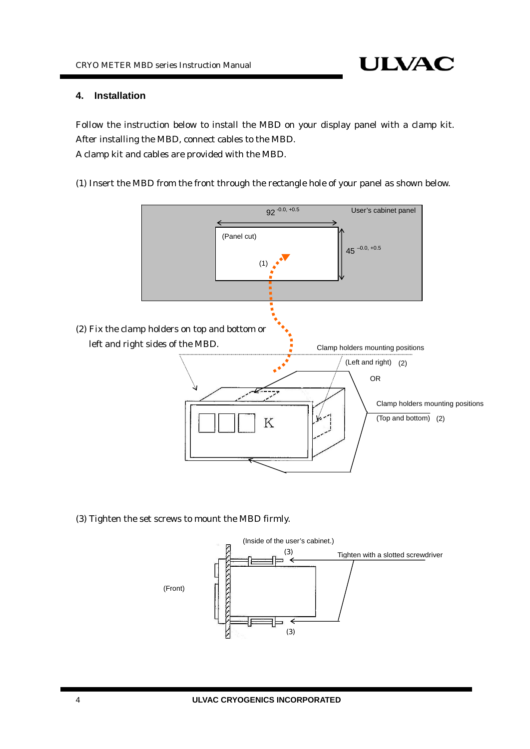## 4. Installation

Follow the instruction below to install the MBD on your display panel with a clamp kit. After installing the MBD, connect cables to the MBD.
A clamp kit and cables are provided with the MBD.

(1) Insert the MBD from the front through the rectangle hole of your panel as shown below.

92 $^{-0.0,\ +0.5}$

User's cabinet panel

(Panel cut)

45 $^{-0.0,\ +0.5}$

(1)

(2) Fix the clamp holders on top and bottom or left and right sides of the MBD.

Clamp holders mounting positions

(Left and right) (2)

OR

Clamp holders mounting positions

(Top and bottom) (2)

(3) Tighten the set screws to mount the MBD firmly.

(Inside of the user's cabinet.)

(3)

Tighten with a slotted screwdriver

(Front)

(3)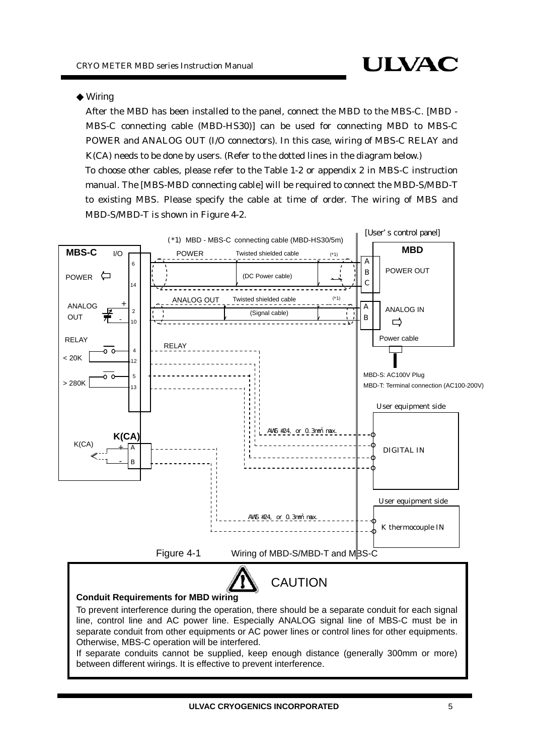◆ Wiring

After the MBD has been installed to the panel, connect the MBD to the MBS-C. [MBD - MBS-C connecting cable (MBD-HS30)] can be used for connecting MBD to MBS-C POWER and ANALOG OUT (I/O connectors). In this case, wiring of MBS-C RELAY and K(CA) needs to be done by users. (Refer to the dotted lines in the diagram below.)

To choose other cables, please refer to the Table 1-2 or appendix 2 in MBS-C instruction manual. The [MBS-MBD connecting cable] will be required to connect the MBD-S/MBD-T to existing MBS. Please specify the cable at time of order. The wiring of MBS and MBD-S/MBD-T is shown in Figure 4-2.

Figure 4-1 Wiring of MBD-S/MBD-T and MBS-C

## CAUTION

**Conduit Requirements for MBD wiring**

To prevent interference during the operation, there should be a separate conduit for each signal line, control line and AC power line. Especially ANALOG signal line of MBS-C must be in separate conduit from other equipments or AC power lines or control lines for other equipments. Otherwise, MBS-C operation will be interfered.

If separate conduits cannot be supplied, keep enough distance (generally 300mm or more) between different wirings. It is effective to prevent interference.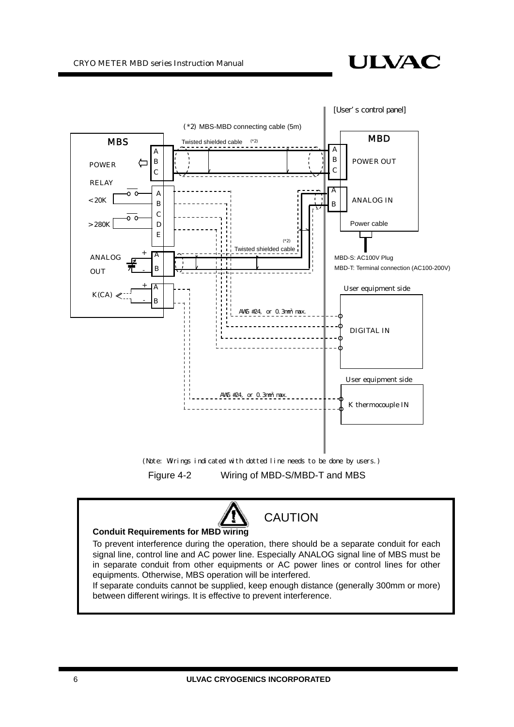[User's control panel]

(*2) MBS-MBD connecting cable (5m)

MBS

Twisted shielded cable (*2)

MBD

POWER

RELAY

<20K

>280K

ANALOG OUT

K(CA)

POWER OUT

ANALOG IN

Power cable

Twisted shielded cable (*2)

MBD-S: AC100V Plug

MBD-T: Terminal connection (AC100-200V)

User equipment side

AWG #24, or 0.3mm² max.

DIGITAL IN

User equipment side

AWG #24, or 0.3mm² max.

K thermocouple IN

(Note: Wirings indicated with dotted line needs to be done by users.)

Figure 4-2 Wiring of MBD-S/MBD-T and MBS

## CAUTION

**Conduit Requirements for MBD wiring**

To prevent interference during the operation, there should be a separate conduit for each signal line, control line and AC power line. Especially ANALOG signal line of MBS must be in separate conduit from other equipments or AC power lines or control lines for other equipments. Otherwise, MBS operation will be interfered.

If separate conduits cannot be supplied, keep enough distance (generally 300mm or more) between different wirings. It is effective to prevent interference.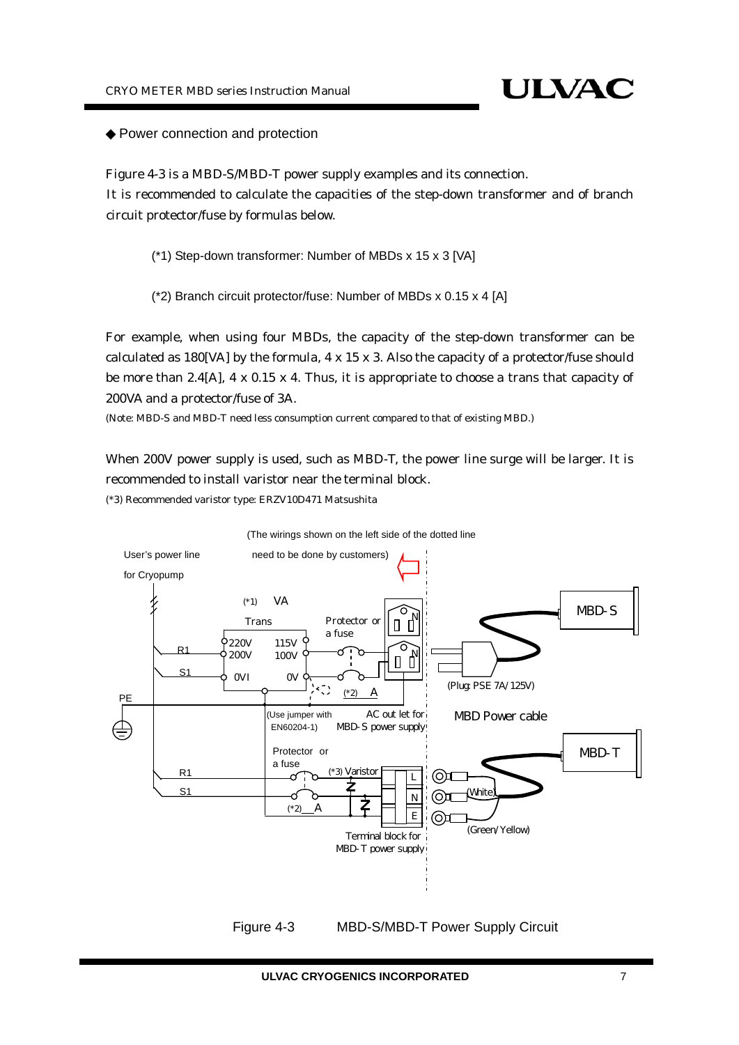◆ Power connection and protection

Figure 4-3 is a MBD-S/MBD-T power supply examples and its connection.
It is recommended to calculate the capacities of the step-down transformer and of branch circuit protector/fuse by formulas below.

(*1) Step-down transformer: Number of MBDs x 15 x 3 [VA]

(*2) Branch circuit protector/fuse: Number of MBDs x 0.15 x 4 [A]

For example, when using four MBDs, the capacity of the step-down transformer can be calculated as 180[VA] by the formula, 4 x 15 x 3. Also the capacity of a protector/fuse should be more than 2.4[A], 4 x 0.15 x 4. Thus, it is appropriate to choose a trans that capacity of 200VA and a protector/fuse of 3A.

(Note: MBD-S and MBD-T need less consumption current compared to that of existing MBD.)

When 200V power supply is used, such as MBD-T, the power line surge will be larger. It is recommended to install varistor near the terminal block.

(*3) Recommended varistor type: ERZV10D471 Matsushita

(The wirings shown on the left side of the dotted line need to be done by customers)

User's power line for Cryopump

(*1) VA

Trans

220V 200V 0VI — 115V 100V 0V

Protector or a fuse

R1 S1 PE

(*2) A

(Use jumper with EN60204-1)

AC out let for MBD-S power supply

MBD-S

(Plug: PSE 7A/125V)

MBD Power cable

MBD-T

Protector or a fuse

(*3) Varistor

L N E

(White)

(Green/Yellow)

Terminal block for MBD-T power supply

Figure 4-3 MBD-S/MBD-T Power Supply Circuit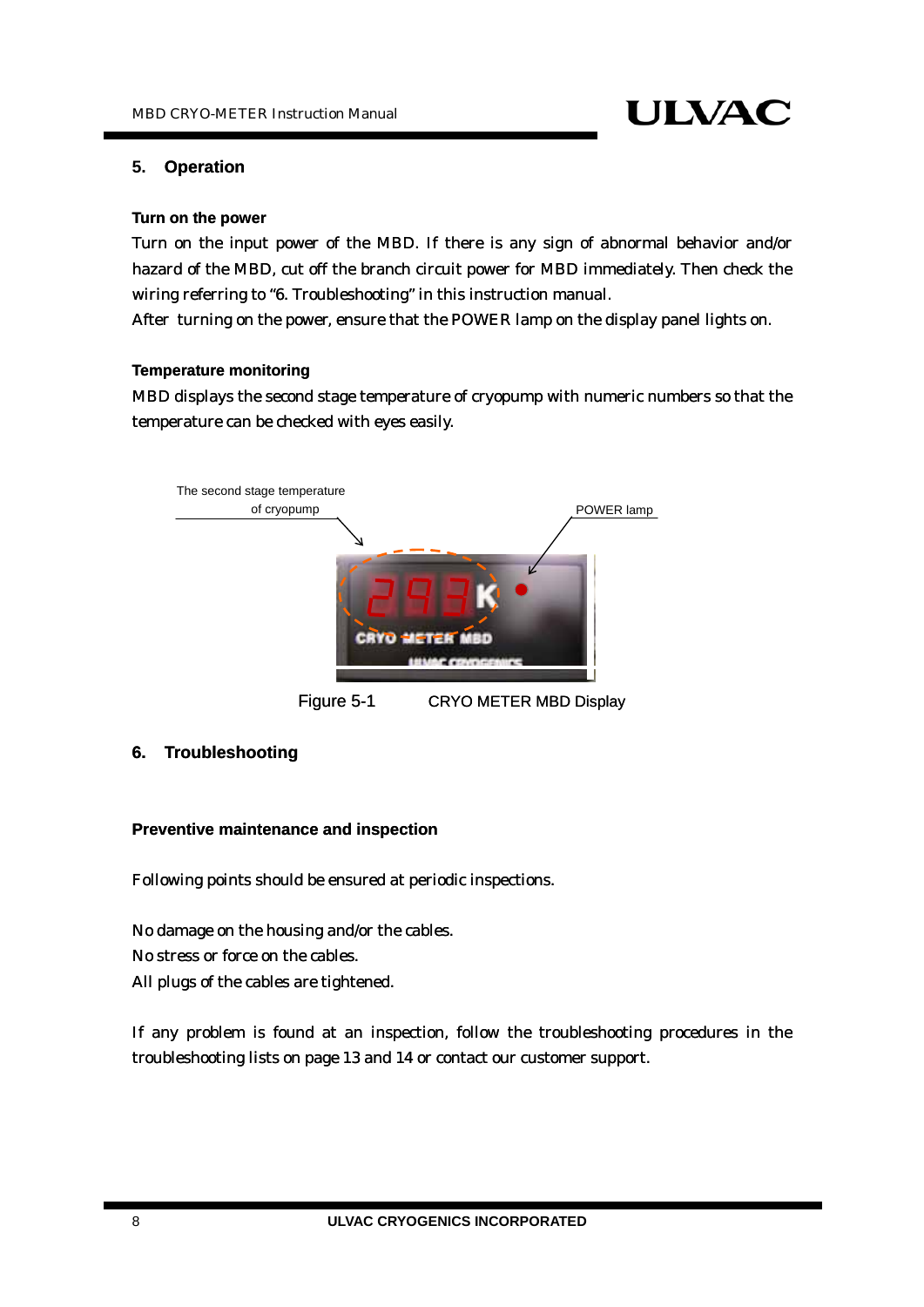## 5. Operation

### Turn on the power

Turn on the input power of the MBD. If there is any sign of abnormal behavior and/or hazard of the MBD, cut off the branch circuit power for MBD immediately. Then check the wiring referring to "6. Troubleshooting" in this instruction manual.

After turning on the power, ensure that the POWER lamp on the display panel lights on.

### Temperature monitoring

MBD displays the second stage temperature of cryopump with numeric numbers so that the temperature can be checked with eyes easily.

The second stage temperature of cryopump

POWER lamp

Figure 5-1 CRYO METER MBD Display

## 6. Troubleshooting

### Preventive maintenance and inspection

Following points should be ensured at periodic inspections.

No damage on the housing and/or the cables.
No stress or force on the cables.
All plugs of the cables are tightened.

If any problem is found at an inspection, follow the troubleshooting procedures in the troubleshooting lists on page 13 and 14 or contact our customer support.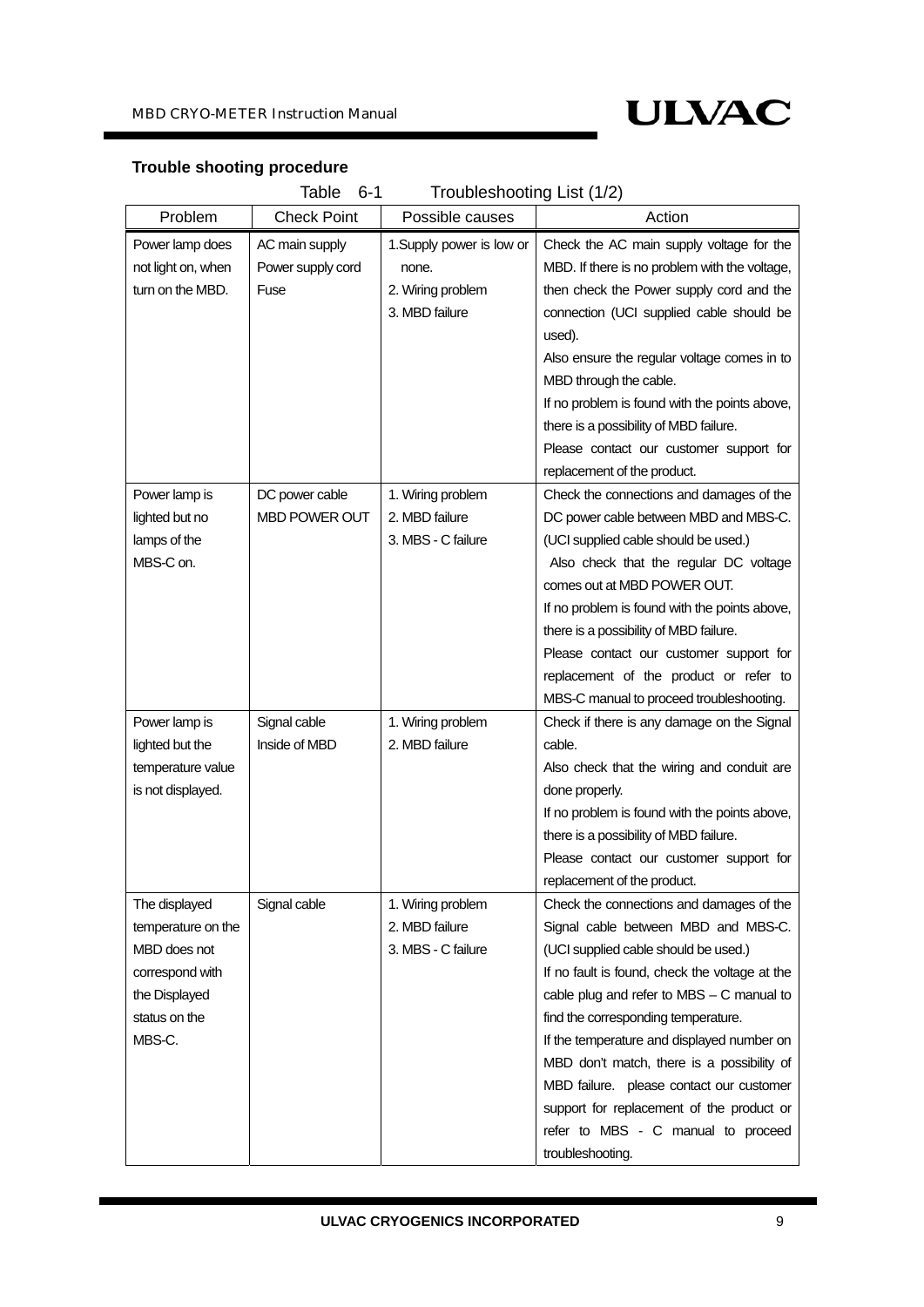**Trouble shooting procedure**

Table 6-1 Troubleshooting List (1/2)

| Problem | Check Point | Possible causes | Action |
|---|---|---|---|
| Power lamp does not light on, when turn on the MBD. | AC main supply<br>Power supply cord<br>Fuse | 1.Supply power is low or none.<br>2. Wiring problem<br>3. MBD failure | Check the AC main supply voltage for the MBD. If there is no problem with the voltage, then check the Power supply cord and the connection (UCI supplied cable should be used).<br>Also ensure the regular voltage comes in to MBD through the cable.<br>If no problem is found with the points above, there is a possibility of MBD failure.<br>Please contact our customer support for replacement of the product. |
| Power lamp is lighted but no lamps of the MBS-C on. | DC power cable<br>MBD POWER OUT | 1. Wiring problem<br>2. MBD failure<br>3. MBS - C failure | Check the connections and damages of the DC power cable between MBD and MBS-C. (UCI supplied cable should be used.)<br>Also check that the regular DC voltage comes out at MBD POWER OUT.<br>If no problem is found with the points above, there is a possibility of MBD failure.<br>Please contact our customer support for replacement of the product or refer to MBS-C manual to proceed troubleshooting. |
| Power lamp is lighted but the temperature value is not displayed. | Signal cable<br>Inside of MBD | 1. Wiring problem<br>2. MBD failure | Check if there is any damage on the Signal cable.<br>Also check that the wiring and conduit are done properly.<br>If no problem is found with the points above, there is a possibility of MBD failure.<br>Please contact our customer support for replacement of the product. |
| The displayed temperature on the MBD does not correspond with the Displayed status on the MBS-C. | Signal cable | 1. Wiring problem<br>2. MBD failure<br>3. MBS - C failure | Check the connections and damages of the Signal cable between MBD and MBS-C. (UCI supplied cable should be used.)<br>If no fault is found, check the voltage at the cable plug and refer to MBS – C manual to find the corresponding temperature.<br>If the temperature and displayed number on MBD don't match, there is a possibility of MBD failure. please contact our customer support for replacement of the product or refer to MBS - C manual to proceed troubleshooting. |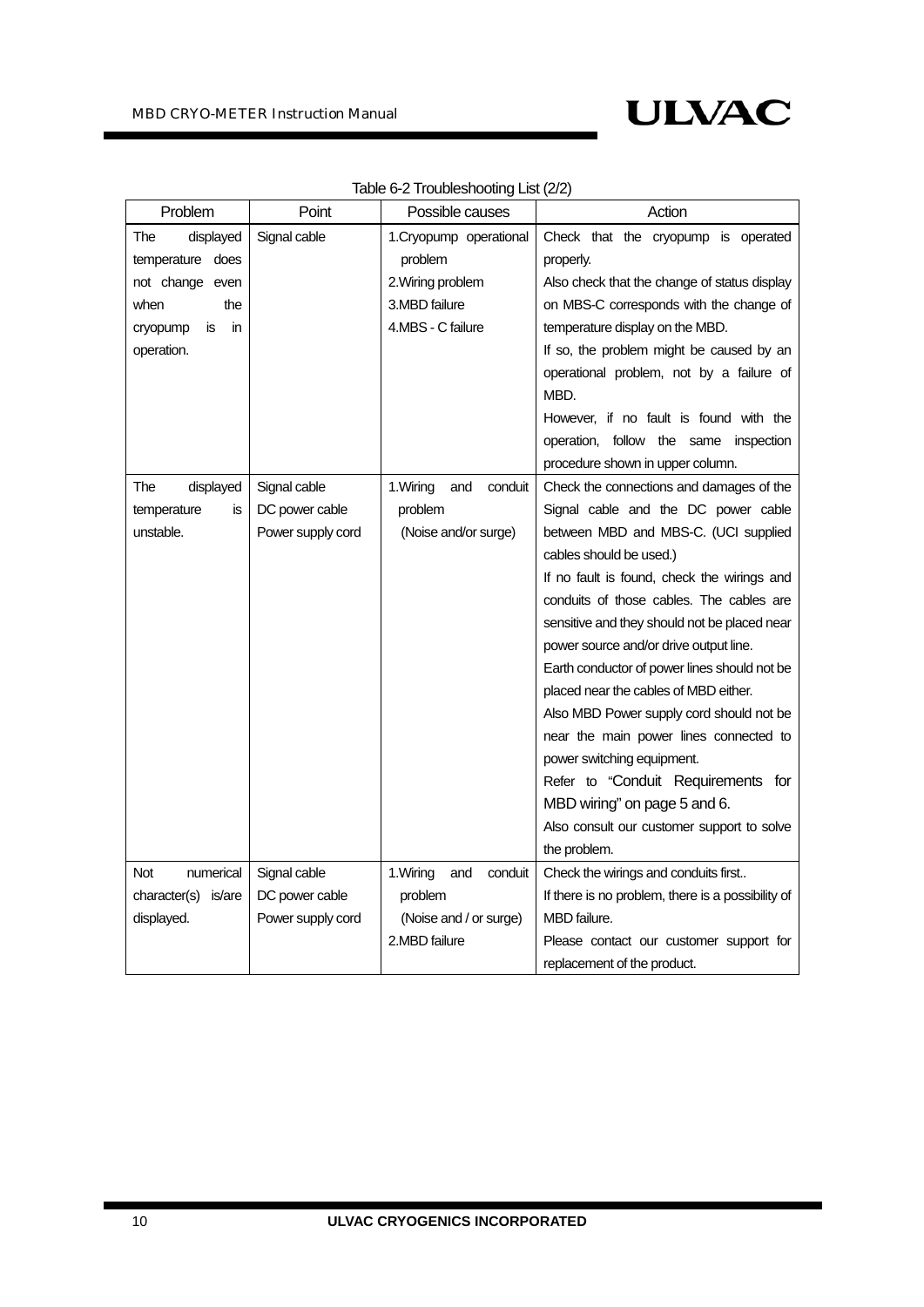Table 6-2 Troubleshooting List (2/2)

| Problem | Point | Possible causes | Action |
|---|---|---|---|
| The displayed temperature does not change even when the cryopump is in operation. | Signal cable | 1.Cryopump operational problem<br>2.Wiring problem<br>3.MBD failure<br>4.MBS - C failure | Check that the cryopump is operated properly.<br>Also check that the change of status display on MBS-C corresponds with the change of temperature display on the MBD.<br>If so, the problem might be caused by an operational problem, not by a failure of MBD.<br>However, if no fault is found with the operation, follow the same inspection procedure shown in upper column. |
| The displayed temperature is unstable. | Signal cable<br>DC power cable<br>Power supply cord | 1.Wiring and conduit problem<br>(Noise and/or surge) | Check the connections and damages of the Signal cable and the DC power cable between MBD and MBS-C. (UCI supplied cables should be used.)<br>If no fault is found, check the wirings and conduits of those cables. The cables are sensitive and they should not be placed near power source and/or drive output line.<br>Earth conductor of power lines should not be placed near the cables of MBD either.<br>Also MBD Power supply cord should not be near the main power lines connected to power switching equipment.<br>Refer to "Conduit Requirements for MBD wiring" on page 5 and 6.<br>Also consult our customer support to solve the problem. |
| Not numerical character(s) is/are displayed. | Signal cable<br>DC power cable<br>Power supply cord | 1.Wiring and conduit problem<br>(Noise and / or surge)<br>2.MBD failure | Check the wirings and conduits first..<br>If there is no problem, there is a possibility of MBD failure.<br>Please contact our customer support for replacement of the product. |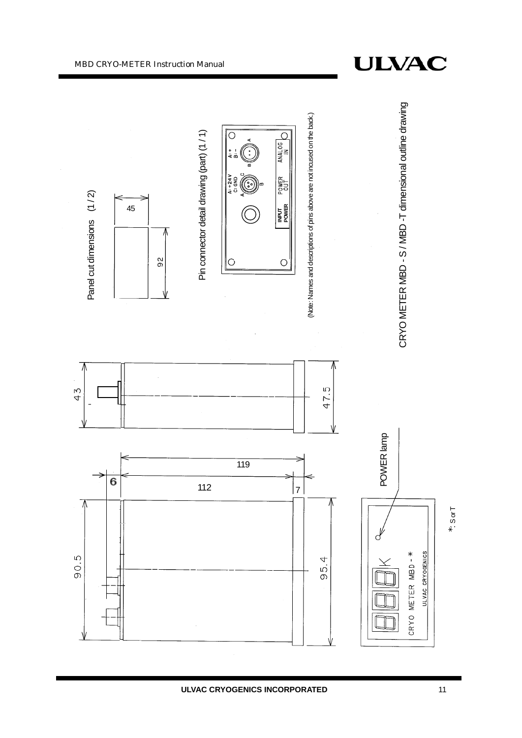## CRYO METER MBD - S / MBD -T dimensional outline drawing

### Panel cut dimensions (1 / 2)

45

92

### Pin connector detail drawing (part) (1 / 1)

A: +24V
C: GND

A: +
B: -

INPUT POWER

POWER OUT

ANALOG IN

(Note: Names and descriptions of pins above are not incused on the back.)

43

47.5

119

6

112

7

90.5

95.4

POWER lamp

CRYO METER MBD - *

ULVAC CRYOGENICS

K

*: S or T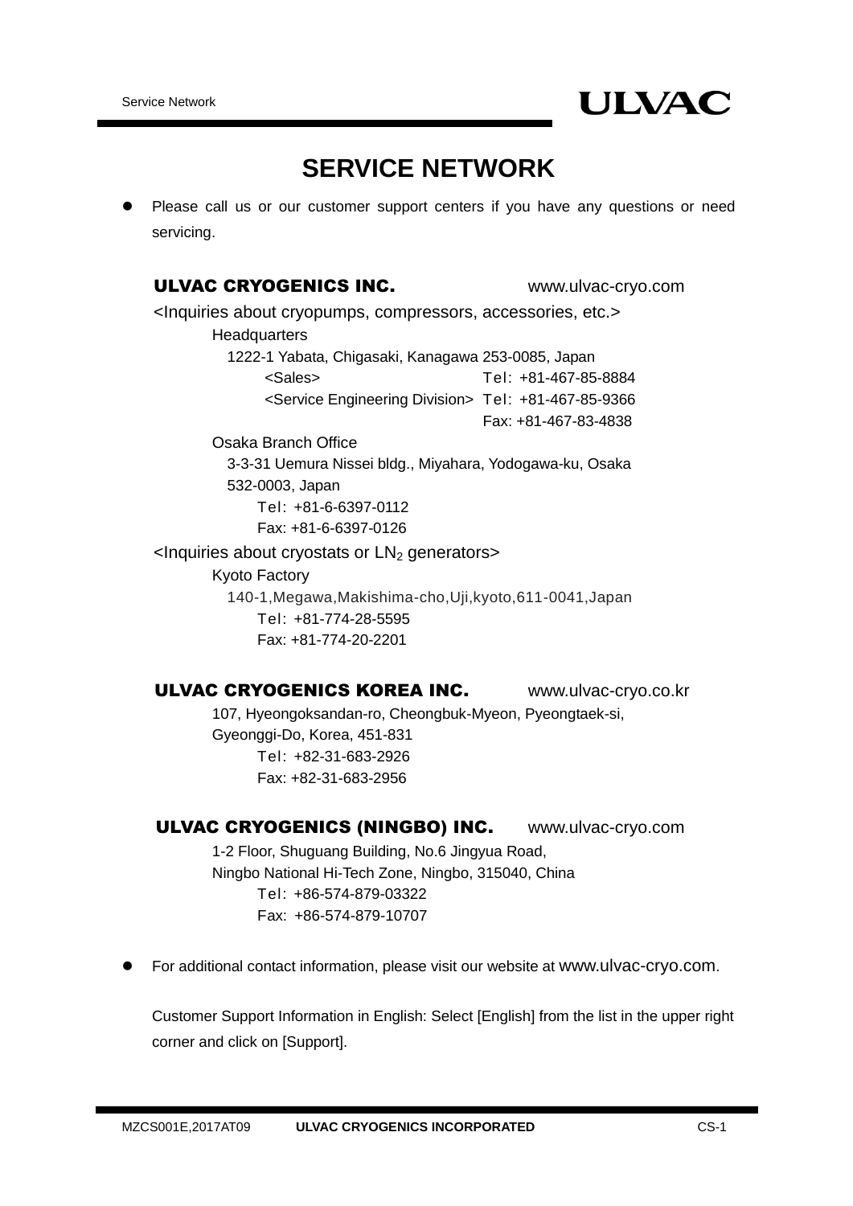# SERVICE NETWORK

- Please call us or our customer support centers if you have any questions or need servicing.

**ULVAC CRYOGENICS INC.** www.ulvac-cryo.com

<Inquiries about cryopumps, compressors, accessories, etc.>

Headquarters

1222-1 Yabata, Chigasaki, Kanagawa 253-0085, Japan

<Sales> Tel: +81-467-85-8884

<Service Engineering Division> Tel: +81-467-85-9366

Fax: +81-467-83-4838

Osaka Branch Office

3-3-31 Uemura Nissei bldg., Miyahara, Yodogawa-ku, Osaka 532-0003, Japan

Tel: +81-6-6397-0112

Fax: +81-6-6397-0126

<Inquiries about cryostats or $LN_2$ generators>

Kyoto Factory

140-1,Megawa,Makishima-cho,Uji,kyoto,611-0041,Japan

Tel: +81-774-28-5595

Fax: +81-774-20-2201

**ULVAC CRYOGENICS KOREA INC.** www.ulvac-cryo.co.kr

107, Hyeongoksandan-ro, Cheongbuk-Myeon, Pyeongtaek-si, Gyeonggi-Do, Korea, 451-831

Tel: +82-31-683-2926

Fax: +82-31-683-2956

**ULVAC CRYOGENICS (NINGBO) INC.** www.ulvac-cryo.com

1-2 Floor, Shuguang Building, No.6 Jingyua Road, Ningbo National Hi-Tech Zone, Ningbo, 315040, China

Tel: +86-574-879-03322

Fax: +86-574-879-10707

- For additional contact information, please visit our website at www.ulvac-cryo.com.

  Customer Support Information in English: Select [English] from the list in the upper right corner and click on [Support].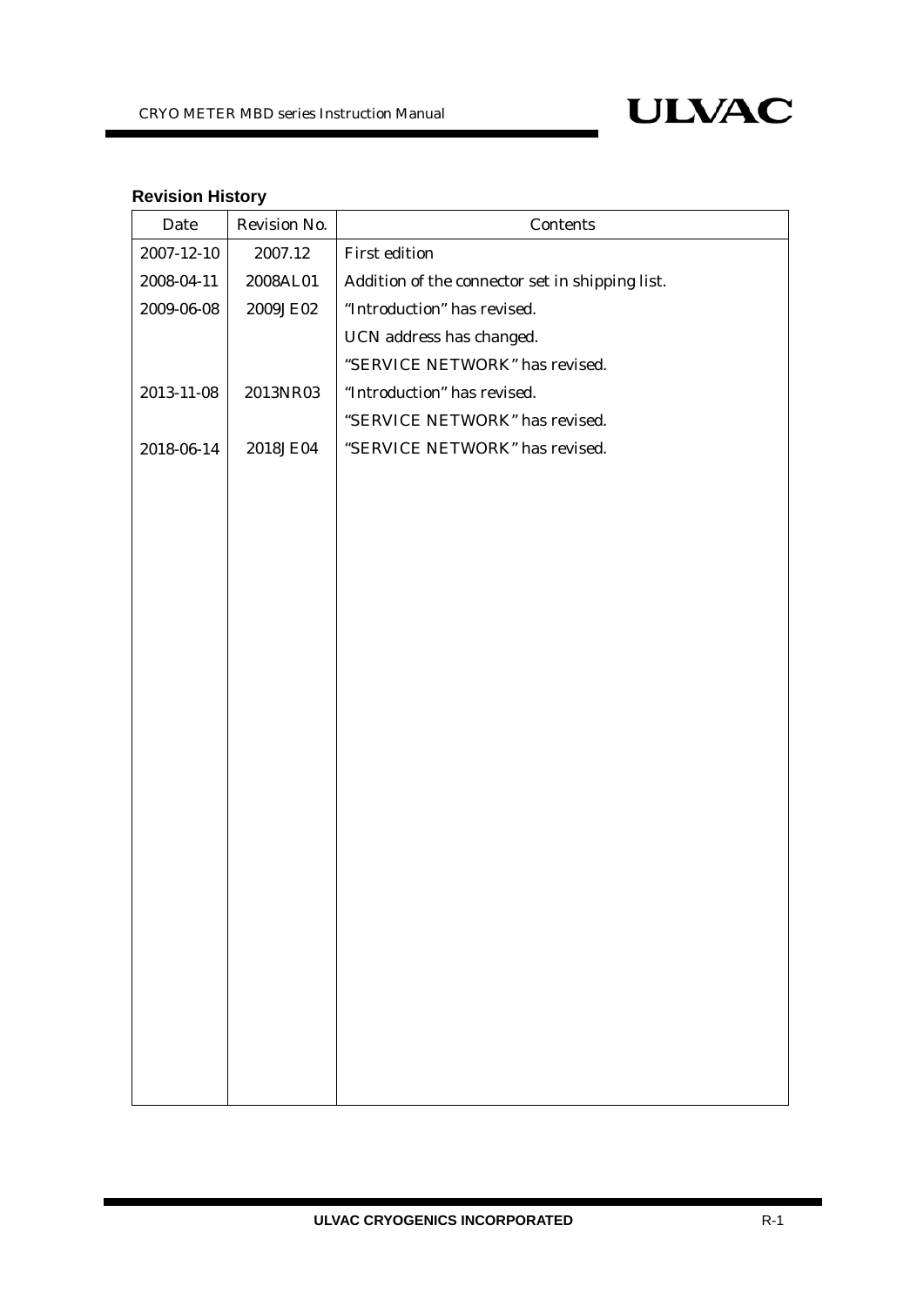**Revision History**

| Date | Revision No. | Contents |
| --- | --- | --- |
| 2007-12-10 | 2007.12 | First edition |
| 2008-04-11 | 2008AL01 | Addition of the connector set in shipping list. |
| 2009-06-08 | 2009JE02 | "Introduction" has revised. |
| | | UCN address has changed. |
| | | "SERVICE NETWORK" has revised. |
| 2013-11-08 | 2013NR03 | "Introduction" has revised. |
| | | "SERVICE NETWORK" has revised. |
| 2018-06-14 | 2018JE04 | "SERVICE NETWORK" has revised. |